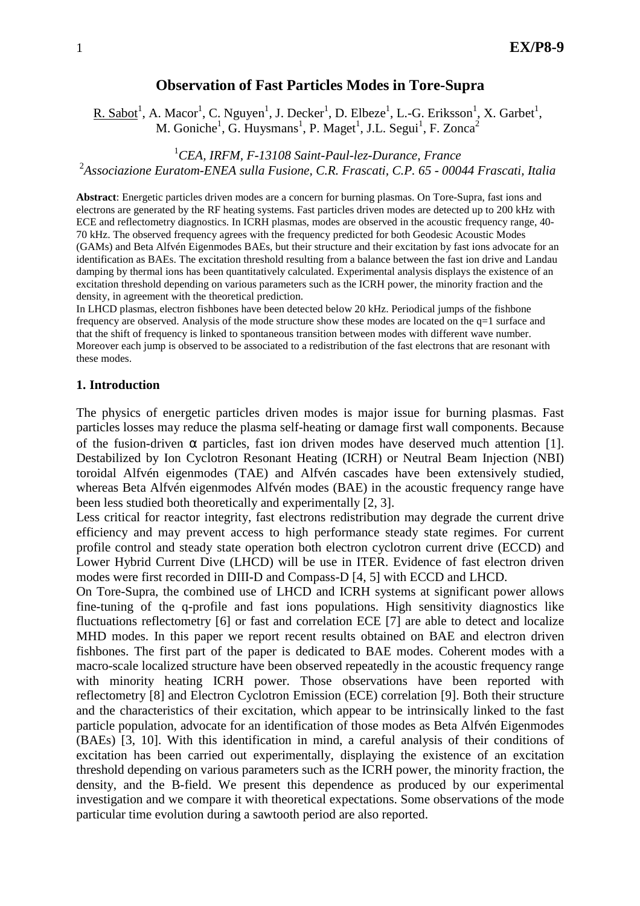# Observation of Fast Particles Modes in Tore-Supra

R. Sabot[1], A. Macor[1], C. Nguyen[1], J. Decker[1], D. Elbeze[1], L.-G. Eriksson[1], X. Garbet[1], M. Goniche[1], G. Huysmans[1], P. Maget[1], J.L. Segui[1], F. Zonca[2]

[1] *CEA, IRFM, F-13108 Saint-Paul-lez-Durance, France*
[2] *Associazione Euratom-ENEA sulla Fusione, C.R. Frascati, C.P. 65 - 00044 Frascati, Italia*

**Abstract**: Energetic particles driven modes are a concern for burning plasmas. On Tore-Supra, fast ions and electrons are generated by the RF heating systems. Fast particles driven modes are detected up to 200 kHz with ECE and reflectometry diagnostics. In ICRH plasmas, modes are observed in the acoustic frequency range, 40-70 kHz. The observed frequency agrees with the frequency predicted for both Geodesic Acoustic Modes (GAMs) and Beta Alfvén Eigenmodes BAEs, but their structure and their excitation by fast ions advocate for an identification as BAEs. The excitation threshold resulting from a balance between the fast ion drive and Landau damping by thermal ions has been quantitatively calculated. Experimental analysis displays the existence of an excitation threshold depending on various parameters such as the ICRH power, the minority fraction and the density, in agreement with the theoretical prediction.
In LHCD plasmas, electron fishbones have been detected below 20 kHz. Periodical jumps of the fishbone frequency are observed. Analysis of the mode structure show these modes are located on the q=1 surface and that the shift of frequency is linked to spontaneous transition between modes with different wave number. Moreover each jump is observed to be associated to a redistribution of the fast electrons that are resonant with these modes.

## 1. Introduction

The physics of energetic particles driven modes is major issue for burning plasmas. Fast particles losses may reduce the plasma self-heating or damage first wall components. Because of the fusion-driven $\alpha$ particles, fast ion driven modes have deserved much attention [1]. Destabilized by Ion Cyclotron Resonant Heating (ICRH) or Neutral Beam Injection (NBI) toroidal Alfvén eigenmodes (TAE) and Alfvén cascades have been extensively studied, whereas Beta Alfvén eigenmodes Alfvén modes (BAE) in the acoustic frequency range have been less studied both theoretically and experimentally [2, 3].
Less critical for reactor integrity, fast electrons redistribution may degrade the current drive efficiency and may prevent access to high performance steady state regimes. For current profile control and steady state operation both electron cyclotron current drive (ECCD) and Lower Hybrid Current Dive (LHCD) will be use in ITER. Evidence of fast electron driven modes were first recorded in DIII-D and Compass-D [4, 5] with ECCD and LHCD.
On Tore-Supra, the combined use of LHCD and ICRH systems at significant power allows fine-tuning of the q-profile and fast ions populations. High sensitivity diagnostics like fluctuations reflectometry [6] or fast and correlation ECE [7] are able to detect and localize MHD modes. In this paper we report recent results obtained on BAE and electron driven fishbones. The first part of the paper is dedicated to BAE modes. Coherent modes with a macro-scale localized structure have been observed repeatedly in the acoustic frequency range with minority heating ICRH power. Those observations have been reported with reflectometry [8] and Electron Cyclotron Emission (ECE) correlation [9]. Both their structure and the characteristics of their excitation, which appear to be intrinsically linked to the fast particle population, advocate for an identification of those modes as Beta Alfvén Eigenmodes (BAEs) [3, 10]. With this identification in mind, a careful analysis of their conditions of excitation has been carried out experimentally, displaying the existence of an excitation threshold depending on various parameters such as the ICRH power, the minority fraction, the density, and the B-field. We present this dependence as produced by our experimental investigation and we compare it with theoretical expectations. Some observations of the mode particular time evolution during a sawtooth period are also reported.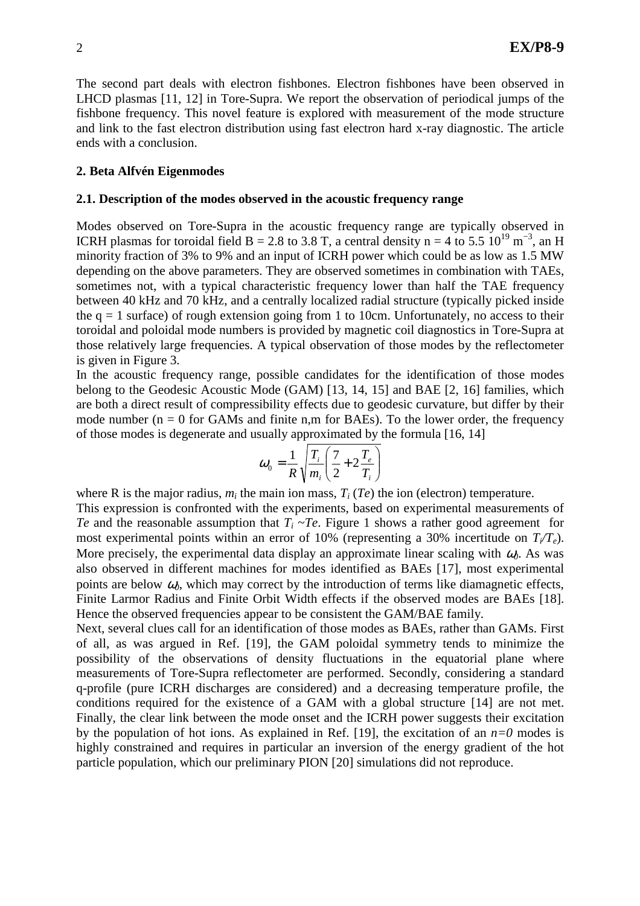The second part deals with electron fishbones. Electron fishbones have been observed in LHCD plasmas [11, 12] in Tore-Supra. We report the observation of periodical jumps of the fishbone frequency. This novel feature is explored with measurement of the mode structure and link to the fast electron distribution using fast electron hard x-ray diagnostic. The article ends with a conclusion.

## 2. Beta Alfvén Eigenmodes

### 2.1. Description of the modes observed in the acoustic frequency range

Modes observed on Tore-Supra in the acoustic frequency range are typically observed in ICRH plasmas for toroidal field B = 2.8 to 3.8 T, a central density n = 4 to 5.5 $10^{19}$ $m^{-3}$, an H minority fraction of 3% to 9% and an input of ICRH power which could be as low as 1.5 MW depending on the above parameters. They are observed sometimes in combination with TAEs, sometimes not, with a typical characteristic frequency lower than half the TAE frequency between 40 kHz and 70 kHz, and a centrally localized radial structure (typically picked inside the q = 1 surface) of rough extension going from 1 to 10cm. Unfortunately, no access to their toroidal and poloidal mode numbers is provided by magnetic coil diagnostics in Tore-Supra at those relatively large frequencies. A typical observation of those modes by the reflectometer is given in Figure 3.

In the acoustic frequency range, possible candidates for the identification of those modes belong to the Geodesic Acoustic Mode (GAM) [13, 14, 15] and BAE [2, 16] families, which are both a direct result of compressibility effects due to geodesic curvature, but differ by their mode number (n = 0 for GAMs and finite n,m for BAEs). To the lower order, the frequency of those modes is degenerate and usually approximated by the formula [16, 14]

$$\omega_0 = \frac{1}{R}\sqrt{\frac{T_i}{m_i}\left(\frac{7}{2} + 2\frac{T_e}{T_i}\right)}$$

where R is the major radius, $m_i$ the main ion mass, $T_i$ ($Te$) the ion (electron) temperature.

This expression is confronted with the experiments, based on experimental measurements of $Te$ and the reasonable assumption that $T_i \sim Te$. Figure 1 shows a rather good agreement for most experimental points within an error of 10% (representing a 30% incertitude on $T_i/T_e$). More precisely, the experimental data display an approximate linear scaling with $\omega_0$. As was also observed in different machines for modes identified as BAEs [17], most experimental points are below $\omega_0$, which may correct by the introduction of terms like diamagnetic effects, Finite Larmor Radius and Finite Orbit Width effects if the observed modes are BAEs [18]. Hence the observed frequencies appear to be consistent the GAM/BAE family.

Next, several clues call for an identification of those modes as BAEs, rather than GAMs. First of all, as was argued in Ref. [19], the GAM poloidal symmetry tends to minimize the possibility of the observations of density fluctuations in the equatorial plane where measurements of Tore-Supra reflectometer are performed. Secondly, considering a standard q-profile (pure ICRH discharges are considered) and a decreasing temperature profile, the conditions required for the existence of a GAM with a global structure [14] are not met. Finally, the clear link between the mode onset and the ICRH power suggests their excitation by the population of hot ions. As explained in Ref. [19], the excitation of an $n=0$ modes is highly constrained and requires in particular an inversion of the energy gradient of the hot particle population, which our preliminary PION [20] simulations did not reproduce.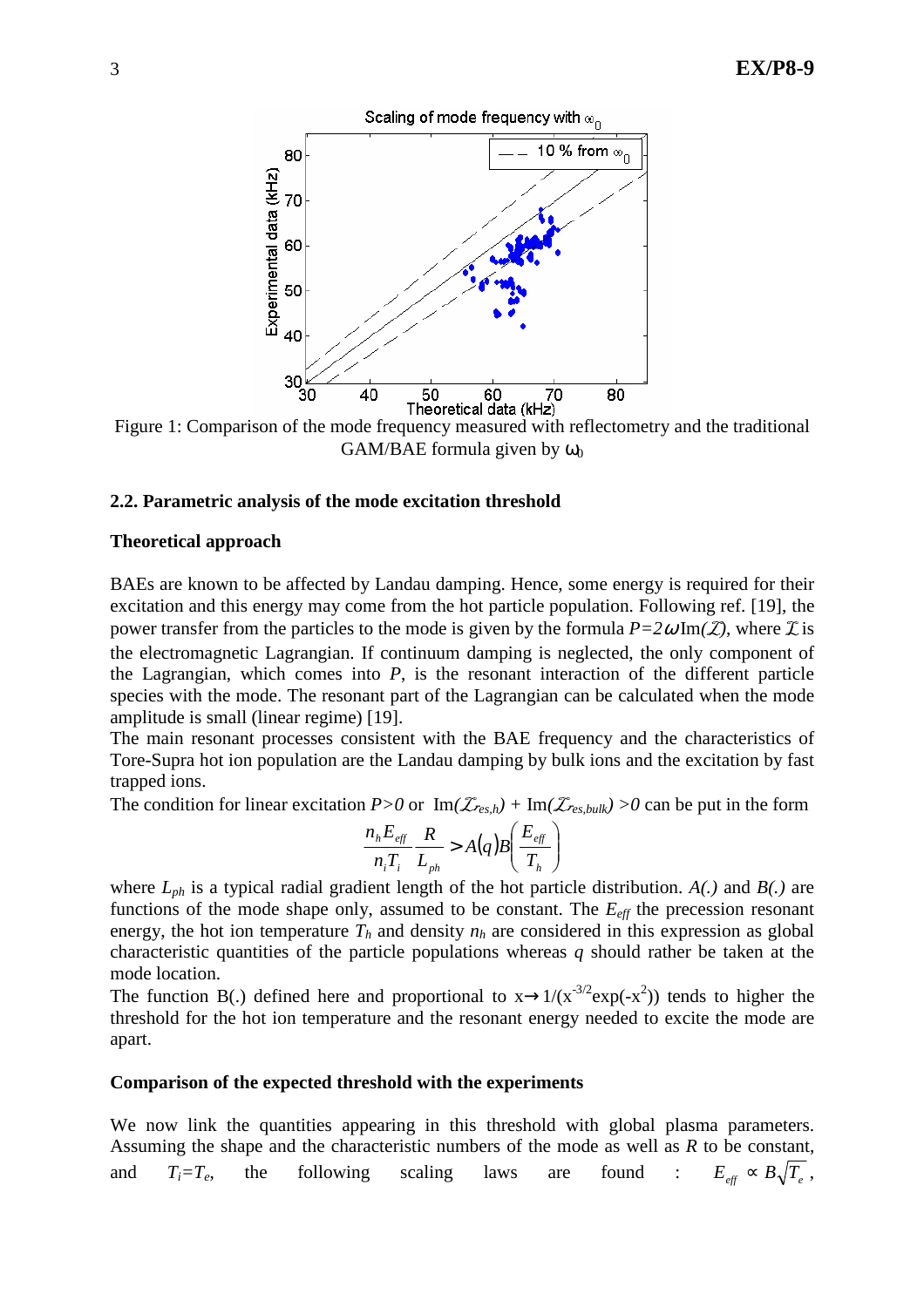Figure 1: Comparison of the mode frequency measured with reflectometry and the traditional GAM/BAE formula given by $\omega_0$

### 2.2. Parametric analysis of the mode excitation threshold

**Theoretical approach**

BAEs are known to be affected by Landau damping. Hence, some energy is required for their excitation and this energy may come from the hot particle population. Following ref. [19], the power transfer from the particles to the mode is given by the formula $P=2\omega\mathrm{Im}(\mathcal{L})$, where $\mathcal{L}$ is the electromagnetic Lagrangian. If continuum damping is neglected, the only component of the Lagrangian, which comes into $P$, is the resonant interaction of the different particle species with the mode. The resonant part of the Lagrangian can be calculated when the mode amplitude is small (linear regime) [19].

The main resonant processes consistent with the BAE frequency and the characteristics of Tore-Supra hot ion population are the Landau damping by bulk ions and the excitation by fast trapped ions.

The condition for linear excitation $P>0$ or $\mathrm{Im}(\mathcal{L}_{res,h}) + \mathrm{Im}(\mathcal{L}_{res,bulk}) > 0$ can be put in the form

$$\frac{n_h E_{eff}}{n_i T_i}\frac{R}{L_{ph}} > A(q)B\left(\frac{E_{eff}}{T_h}\right)$$

where $L_{ph}$ is a typical radial gradient length of the hot particle distribution. $A(.)$ and $B(.)$ are functions of the mode shape only, assumed to be constant. The $E_{eff}$ the precession resonant energy, the hot ion temperature $T_h$ and density $n_h$ are considered in this expression as global characteristic quantities of the particle populations whereas $q$ should rather be taken at the mode location.

The function B(.) defined here and proportional to $x \rightarrow 1/(x^{-3/2}\exp(-x^2))$ tends to higher the threshold for the hot ion temperature and the resonant energy needed to excite the mode are apart.

**Comparison of the expected threshold with the experiments**

We now link the quantities appearing in this threshold with global plasma parameters. Assuming the shape and the characteristic numbers of the mode as well as $R$ to be constant, and $T_i=T_e$, the following scaling laws are found : $E_{eff} \propto B\sqrt{T_e}$,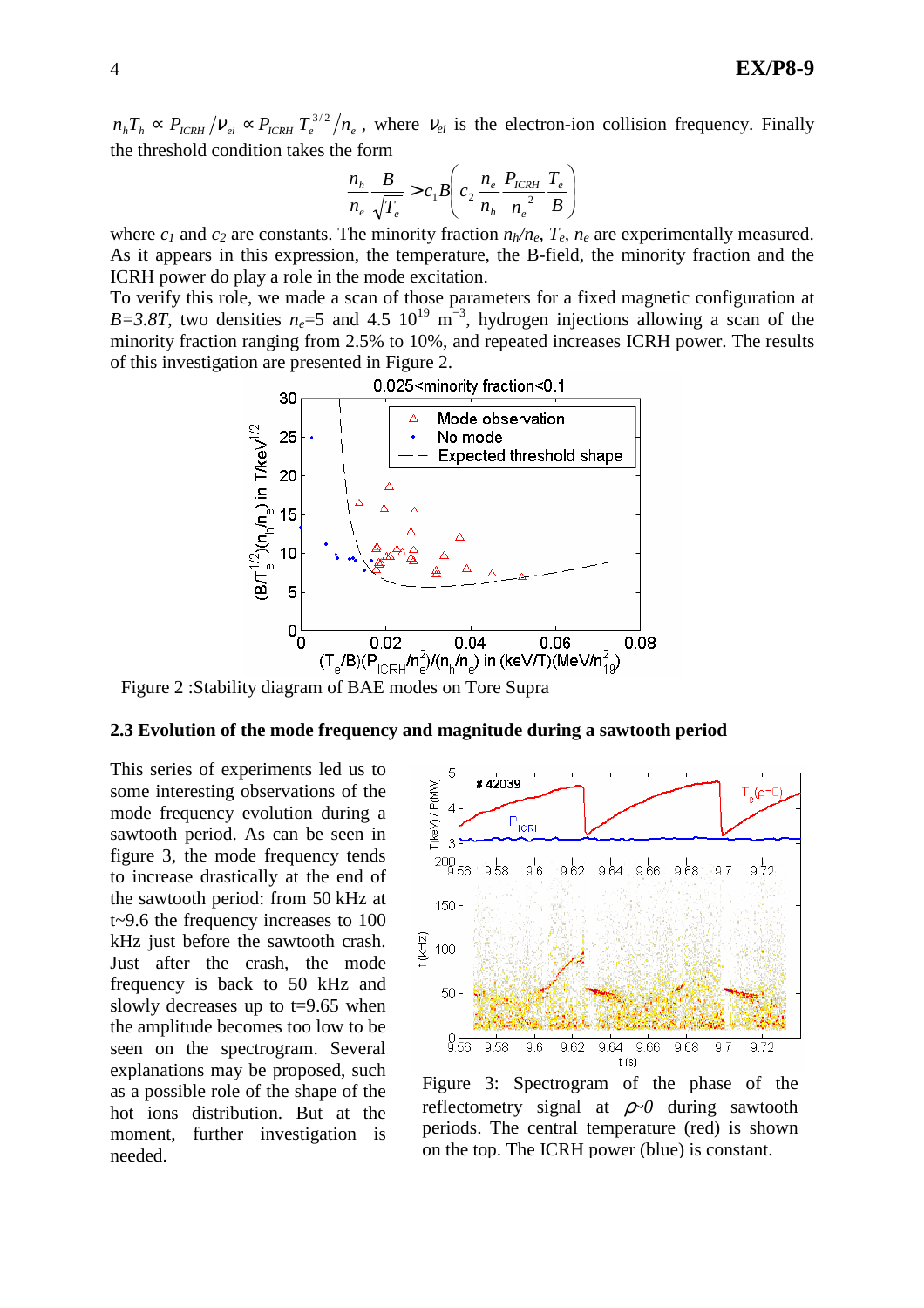$n_h T_h \propto P_{ICRH}/\nu_{ei} \propto P_{ICRH}\, T_e^{3/2}/n_e$ , where $\nu_{ei}$ is the electron-ion collision frequency. Finally the threshold condition takes the form

$$\frac{n_h}{n_e}\frac{B}{\sqrt{T_e}} > c_1 B\left(c_2 \frac{n_e}{n_h}\frac{P_{ICRH}}{n_e^{\,2}}\frac{T_e}{B}\right)$$

where $c_1$ and $c_2$ are constants. The minority fraction $n_h/n_e$, $T_e$, $n_e$ are experimentally measured. As it appears in this expression, the temperature, the B-field, the minority fraction and the ICRH power do play a role in the mode excitation.

To verify this role, we made a scan of those parameters for a fixed magnetic configuration at $B=3.8T$, two densities $n_e$=5 and 4.5 $10^{19}$ m$^{-3}$, hydrogen injections allowing a scan of the minority fraction ranging from 2.5% to 10%, and repeated increases ICRH power. The results of this investigation are presented in Figure 2.

Figure 2 :Stability diagram of BAE modes on Tore Supra

### 2.3 Evolution of the mode frequency and magnitude during a sawtooth period

This series of experiments led us to some interesting observations of the mode frequency evolution during a sawtooth period. As can be seen in figure 3, the mode frequency tends to increase drastically at the end of the sawtooth period: from 50 kHz at t~9.6 the frequency increases to 100 kHz just before the sawtooth crash. Just after the crash, the mode frequency is back to 50 kHz and slowly decreases up to t=9.65 when the amplitude becomes too low to be seen on the spectrogram. Several explanations may be proposed, such as a possible role of the shape of the hot ions distribution. But at the moment, further investigation is needed.

Figure 3: Spectrogram of the phase of the reflectometry signal at $\rho$~$0$ during sawtooth periods. The central temperature (red) is shown on the top. The ICRH power (blue) is constant.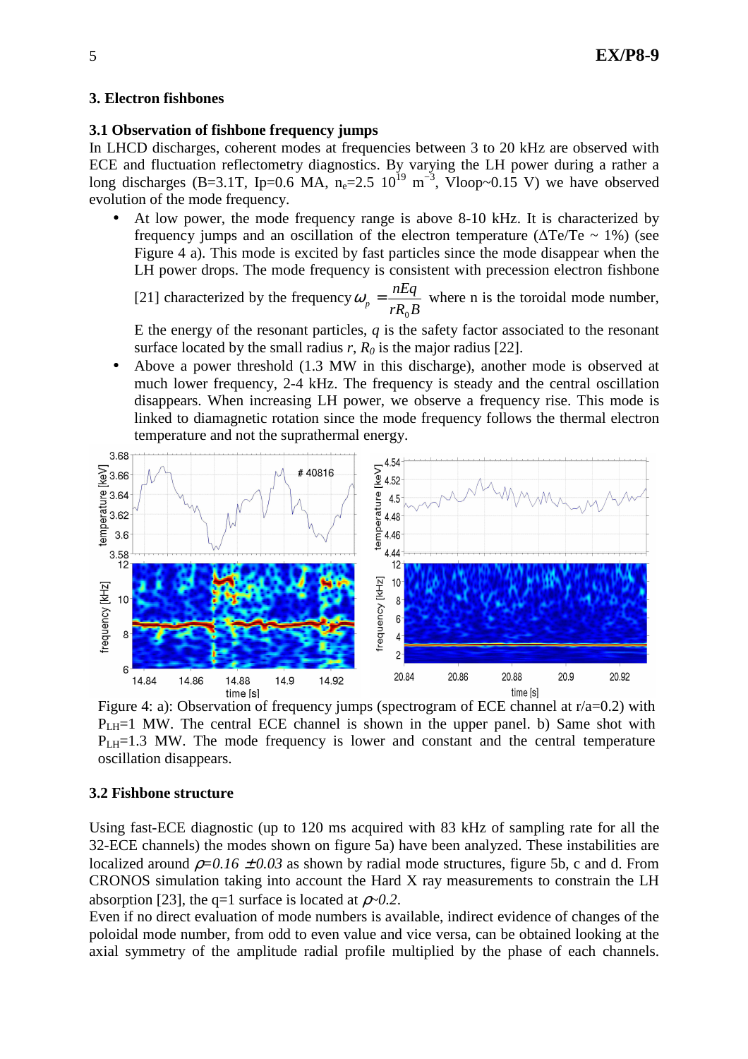## 3. Electron fishbones

### 3.1 Observation of fishbone frequency jumps

In LHCD discharges, coherent modes at frequencies between 3 to 20 kHz are observed with ECE and fluctuation reflectometry diagnostics. By varying the LH power during a rather a long discharges (B=3.1T, Ip=0.6 MA, $n_e$=2.5 $10^{19}$ $m^{-3}$, Vloop~0.15 V) we have observed evolution of the mode frequency.

- At low power, the mode frequency range is above 8-10 kHz. It is characterized by frequency jumps and an oscillation of the electron temperature ($\Delta Te/Te$ ~ 1%) (see Figure 4 a). This mode is excited by fast particles since the mode disappear when the LH power drops. The mode frequency is consistent with precession electron fishbone [21] characterized by the frequency $\omega_p = \dfrac{nEq}{rR_0B}$ where n is the toroidal mode number, E the energy of the resonant particles, $q$ is the safety factor associated to the resonant surface located by the small radius $r$, $R_0$ is the major radius [22].
- Above a power threshold (1.3 MW in this discharge), another mode is observed at much lower frequency, 2-4 kHz. The frequency is steady and the central oscillation disappears. When increasing LH power, we observe a frequency rise. This mode is linked to diamagnetic rotation since the mode frequency follows the thermal electron temperature and not the suprathermal energy.

Figure 4: a): Observation of frequency jumps (spectrogram of ECE channel at r/a=0.2) with $P_{LH}$=1 MW. The central ECE channel is shown in the upper panel. b) Same shot with $P_{LH}$=1.3 MW. The mode frequency is lower and constant and the central temperature oscillation disappears.

### 3.2 Fishbone structure

Using fast-ECE diagnostic (up to 120 ms acquired with 83 kHz of sampling rate for all the 32-ECE channels) the modes shown on figure 5a) have been analyzed. These instabilities are localized around $\rho$=0.16 ±0.03 as shown by radial mode structures, figure 5b, c and d. From CRONOS simulation taking into account the Hard X ray measurements to constrain the LH absorption [23], the q=1 surface is located at $\rho$~0.2.

Even if no direct evaluation of mode numbers is available, indirect evidence of changes of the poloidal mode number, from odd to even value and vice versa, can be obtained looking at the axial symmetry of the amplitude radial profile multiplied by the phase of each channels.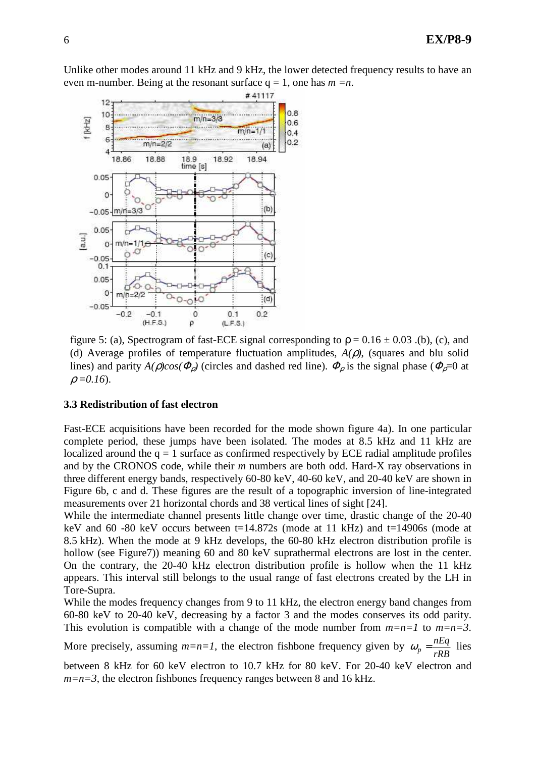Unlike other modes around 11 kHz and 9 kHz, the lower detected frequency results to have an even m-number. Being at the resonant surface q = 1, one has $m = n$.

figure 5: (a), Spectrogram of fast-ECE signal corresponding to $\rho = 0.16 \pm 0.03$ .(b), (c), and (d) Average profiles of temperature fluctuation amplitudes, $A(\rho)$, (squares and blu solid lines) and parity $A(\rho)cos(\Phi_\rho)$ (circles and dashed red line). $\Phi_\rho$ is the signal phase ($\Phi_\rho$=0 at $\rho = 0.16$).

### 3.3 Redistribution of fast electron

Fast-ECE acquisitions have been recorded for the mode shown figure 4a). In one particular complete period, these jumps have been isolated. The modes at 8.5 kHz and 11 kHz are localized around the q = 1 surface as confirmed respectively by ECE radial amplitude profiles and by the CRONOS code, while their $m$ numbers are both odd. Hard-X ray observations in three different energy bands, respectively 60-80 keV, 40-60 keV, and 20-40 keV are shown in Figure 6b, c and d. These figures are the result of a topographic inversion of line-integrated measurements over 21 horizontal chords and 38 vertical lines of sight [24].

While the intermediate channel presents little change over time, drastic change of the 20-40 keV and 60 -80 keV occurs between t=14.872s (mode at 11 kHz) and t=14906s (mode at 8.5 kHz). When the mode at 9 kHz develops, the 60-80 kHz electron distribution profile is hollow (see Figure7)) meaning 60 and 80 keV suprathermal electrons are lost in the center. On the contrary, the 20-40 kHz electron distribution profile is hollow when the 11 kHz appears. This interval still belongs to the usual range of fast electrons created by the LH in Tore-Supra.

While the modes frequency changes from 9 to 11 kHz, the electron energy band changes from 60-80 keV to 20-40 keV, decreasing by a factor 3 and the modes conserves its odd parity. This evolution is compatible with a change of the mode number from $m=n=1$ to $m=n=3$.

More precisely, assuming $m=n=1$, the electron fishbone frequency given by $\omega_p = \frac{nEq}{rRB}$ lies between 8 kHz for 60 keV electron to 10.7 kHz for 80 keV. For 20-40 keV electron and $m=n=3$, the electron fishbones frequency ranges between 8 and 16 kHz.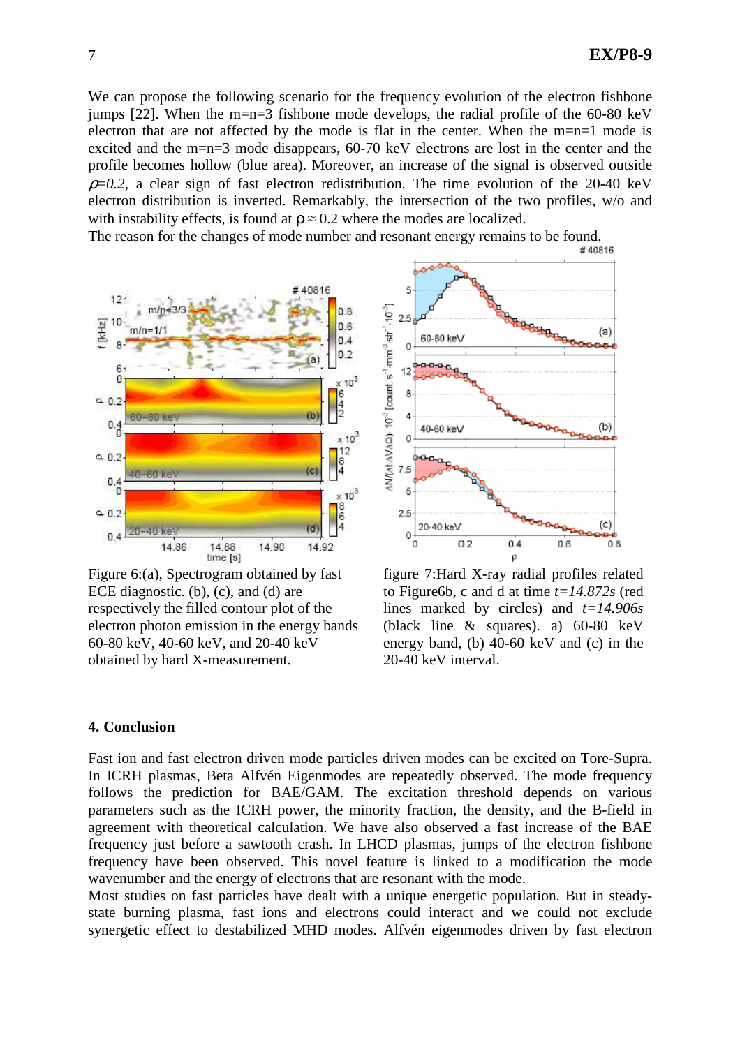We can propose the following scenario for the frequency evolution of the electron fishbone jumps [22]. When the m=n=3 fishbone mode develops, the radial profile of the 60-80 keV electron that are not affected by the mode is flat in the center. When the m=n=1 mode is excited and the m=n=3 mode disappears, 60-70 keV electrons are lost in the center and the profile becomes hollow (blue area). Moreover, an increase of the signal is observed outside $\rho=0.2$, a clear sign of fast electron redistribution. The time evolution of the 20-40 keV electron distribution is inverted. Remarkably, the intersection of the two profiles, w/o and with instability effects, is found at $\rho \approx 0.2$ where the modes are localized.
The reason for the changes of mode number and resonant energy remains to be found.

Figure 6:(a), Spectrogram obtained by fast ECE diagnostic. (b), (c), and (d) are respectively the filled contour plot of the electron photon emission in the energy bands 60-80 keV, 40-60 keV, and 20-40 keV obtained by hard X-measurement.

figure 7:Hard X-ray radial profiles related to Figure6b, c and d at time *t=14.872s* (red lines marked by circles) and *t=14.906s* (black line & squares). a) 60-80 keV energy band, (b) 40-60 keV and (c) in the 20-40 keV interval.

### 4. Conclusion

Fast ion and fast electron driven mode particles driven modes can be excited on Tore-Supra. In ICRH plasmas, Beta Alfvén Eigenmodes are repeatedly observed. The mode frequency follows the prediction for BAE/GAM. The excitation threshold depends on various parameters such as the ICRH power, the minority fraction, the density, and the B-field in agreement with theoretical calculation. We have also observed a fast increase of the BAE frequency just before a sawtooth crash. In LHCD plasmas, jumps of the electron fishbone frequency have been observed. This novel feature is linked to a modification the mode wavenumber and the energy of electrons that are resonant with the mode.
Most studies on fast particles have dealt with a unique energetic population. But in steady-state burning plasma, fast ions and electrons could interact and we could not exclude synergetic effect to destabilized MHD modes. Alfvén eigenmodes driven by fast electron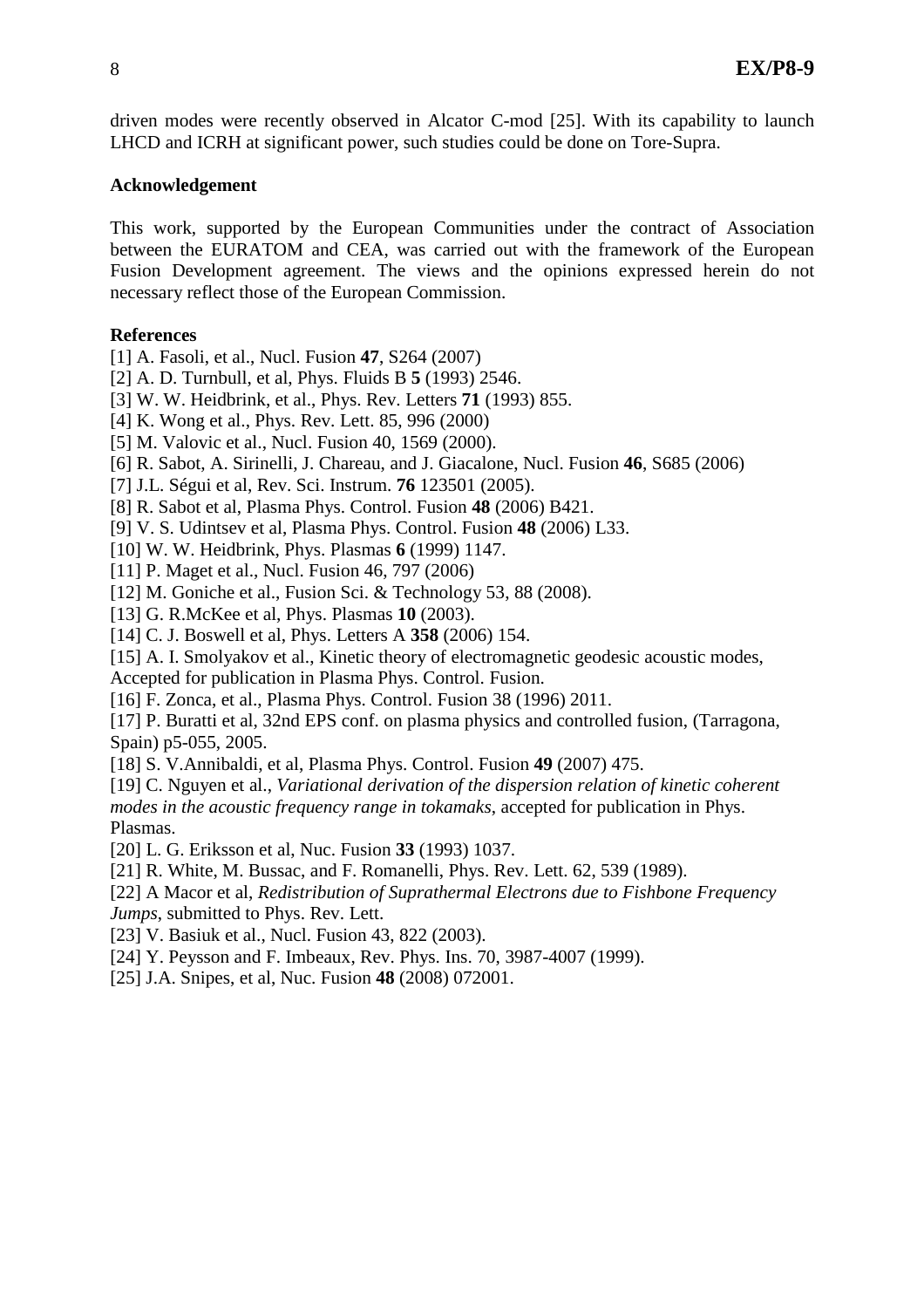driven modes were recently observed in Alcator C-mod [25]. With its capability to launch LHCD and ICRH at significant power, such studies could be done on Tore-Supra.

### Acknowledgement

This work, supported by the European Communities under the contract of Association between the EURATOM and CEA, was carried out with the framework of the European Fusion Development agreement. The views and the opinions expressed herein do not necessary reflect those of the European Commission.

### References

[1] A. Fasoli, et al., Nucl. Fusion **47**, S264 (2007)
[2] A. D. Turnbull, et al, Phys. Fluids B **5** (1993) 2546.
[3] W. W. Heidbrink, et al., Phys. Rev. Letters **71** (1993) 855.
[4] K. Wong et al., Phys. Rev. Lett. 85, 996 (2000)
[5] M. Valovic et al., Nucl. Fusion 40, 1569 (2000).
[6] R. Sabot, A. Sirinelli, J. Chareau, and J. Giacalone, Nucl. Fusion **46**, S685 (2006)
[7] J.L. Ségui et al, Rev. Sci. Instrum. **76** 123501 (2005).
[8] R. Sabot et al, Plasma Phys. Control. Fusion **48** (2006) B421.
[9] V. S. Udintsev et al, Plasma Phys. Control. Fusion **48** (2006) L33.
[10] W. W. Heidbrink, Phys. Plasmas **6** (1999) 1147.
[11] P. Maget et al., Nucl. Fusion 46, 797 (2006)
[12] M. Goniche et al., Fusion Sci. & Technology 53, 88 (2008).
[13] G. R.McKee et al, Phys. Plasmas **10** (2003).
[14] C. J. Boswell et al, Phys. Letters A **358** (2006) 154.
[15] A. I. Smolyakov et al., Kinetic theory of electromagnetic geodesic acoustic modes, Accepted for publication in Plasma Phys. Control. Fusion.
[16] F. Zonca, et al., Plasma Phys. Control. Fusion 38 (1996) 2011.
[17] P. Buratti et al, 32nd EPS conf. on plasma physics and controlled fusion, (Tarragona, Spain) p5-055, 2005.
[18] S. V.Annibaldi, et al, Plasma Phys. Control. Fusion **49** (2007) 475.
[19] C. Nguyen et al., *Variational derivation of the dispersion relation of kinetic coherent modes in the acoustic frequency range in tokamaks*, accepted for publication in Phys. Plasmas.
[20] L. G. Eriksson et al, Nuc. Fusion **33** (1993) 1037.
[21] R. White, M. Bussac, and F. Romanelli, Phys. Rev. Lett. 62, 539 (1989).
[22] A Macor et al, *Redistribution of Suprathermal Electrons due to Fishbone Frequency Jumps*, submitted to Phys. Rev. Lett.
[23] V. Basiuk et al., Nucl. Fusion 43, 822 (2003).
[24] Y. Peysson and F. Imbeaux, Rev. Phys. Ins. 70, 3987-4007 (1999).
[25] J.A. Snipes, et al, Nuc. Fusion **48** (2008) 072001.